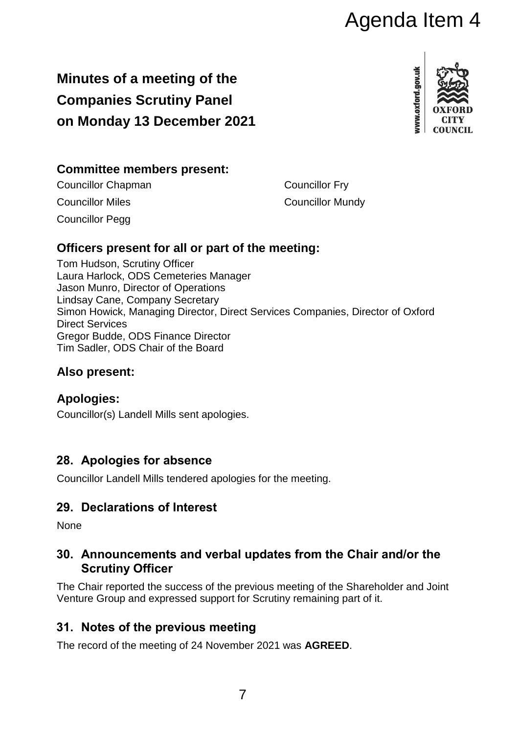Agenda Item 4

# Minutes of a meeting of the Companies Scrutiny Panel on Monday 13 December 2021

## Committee members present:

Councillor Chapman
Councillor Fry
Councillor Miles
Councillor Mundy
Councillor Pegg

## Officers present for all or part of the meeting:

Tom Hudson, Scrutiny Officer
Laura Harlock, ODS Cemeteries Manager
Jason Munro, Director of Operations
Lindsay Cane, Company Secretary
Simon Howick, Managing Director, Direct Services Companies, Director of Oxford Direct Services
Gregor Budde, ODS Finance Director
Tim Sadler, ODS Chair of the Board

## Also present:

## Apologies:

Councillor(s) Landell Mills sent apologies.

## 28. Apologies for absence

Councillor Landell Mills tendered apologies for the meeting.

## 29. Declarations of Interest

None

## 30. Announcements and verbal updates from the Chair and/or the Scrutiny Officer

The Chair reported the success of the previous meeting of the Shareholder and Joint Venture Group and expressed support for Scrutiny remaining part of it.

## 31. Notes of the previous meeting

The record of the meeting of 24 November 2021 was **AGREED**.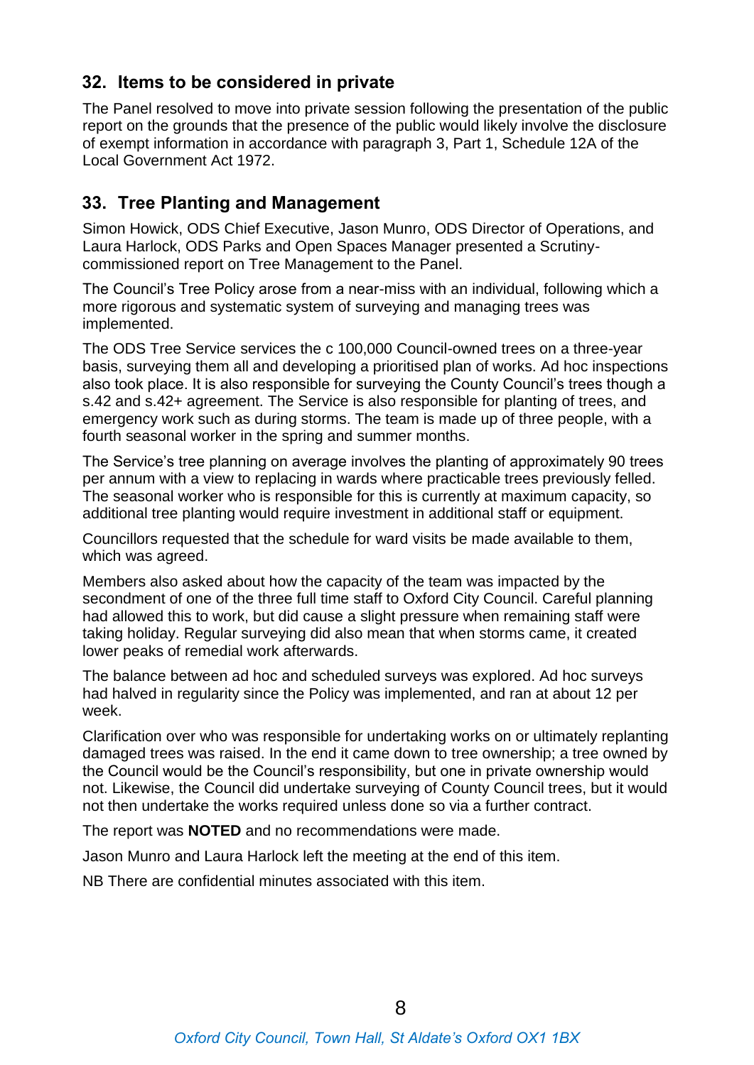## 32. Items to be considered in private

The Panel resolved to move into private session following the presentation of the public report on the grounds that the presence of the public would likely involve the disclosure of exempt information in accordance with paragraph 3, Part 1, Schedule 12A of the Local Government Act 1972.

## 33. Tree Planting and Management

Simon Howick, ODS Chief Executive, Jason Munro, ODS Director of Operations, and Laura Harlock, ODS Parks and Open Spaces Manager presented a Scrutiny-commissioned report on Tree Management to the Panel.

The Council's Tree Policy arose from a near-miss with an individual, following which a more rigorous and systematic system of surveying and managing trees was implemented.

The ODS Tree Service services the c 100,000 Council-owned trees on a three-year basis, surveying them all and developing a prioritised plan of works. Ad hoc inspections also took place. It is also responsible for surveying the County Council's trees though a s.42 and s.42+ agreement. The Service is also responsible for planting of trees, and emergency work such as during storms. The team is made up of three people, with a fourth seasonal worker in the spring and summer months.

The Service's tree planning on average involves the planting of approximately 90 trees per annum with a view to replacing in wards where practicable trees previously felled. The seasonal worker who is responsible for this is currently at maximum capacity, so additional tree planting would require investment in additional staff or equipment.

Councillors requested that the schedule for ward visits be made available to them, which was agreed.

Members also asked about how the capacity of the team was impacted by the secondment of one of the three full time staff to Oxford City Council. Careful planning had allowed this to work, but did cause a slight pressure when remaining staff were taking holiday. Regular surveying did also mean that when storms came, it created lower peaks of remedial work afterwards.

The balance between ad hoc and scheduled surveys was explored. Ad hoc surveys had halved in regularity since the Policy was implemented, and ran at about 12 per week.

Clarification over who was responsible for undertaking works on or ultimately replanting damaged trees was raised. In the end it came down to tree ownership; a tree owned by the Council would be the Council's responsibility, but one in private ownership would not. Likewise, the Council did undertake surveying of County Council trees, but it would not then undertake the works required unless done so via a further contract.

The report was **NOTED** and no recommendations were made.

Jason Munro and Laura Harlock left the meeting at the end of this item.

NB There are confidential minutes associated with this item.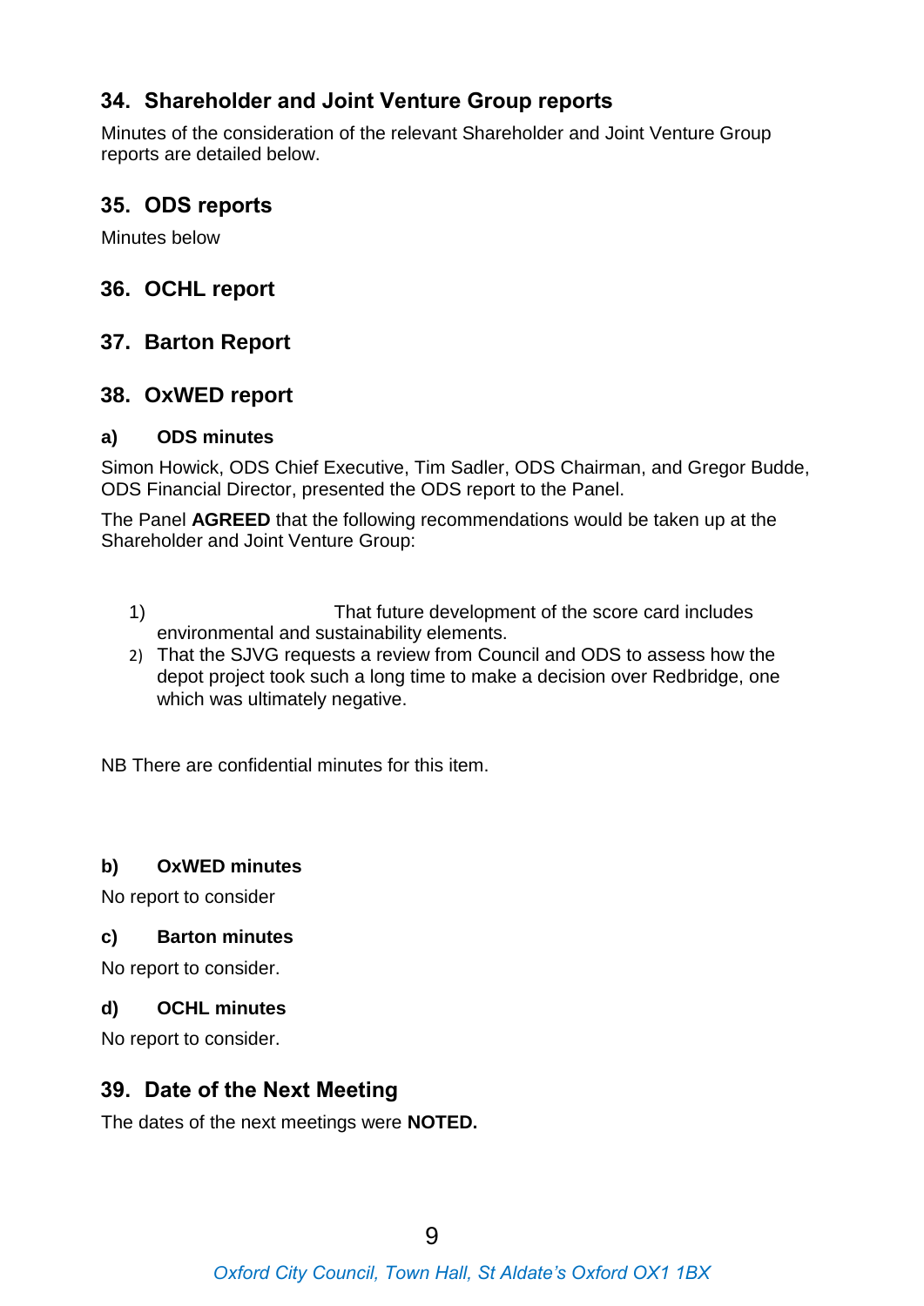## 34. Shareholder and Joint Venture Group reports

Minutes of the consideration of the relevant Shareholder and Joint Venture Group reports are detailed below.

## 35. ODS reports

Minutes below

## 36. OCHL report

## 37. Barton Report

## 38. OxWED report

### a) ODS minutes

Simon Howick, ODS Chief Executive, Tim Sadler, ODS Chairman, and Gregor Budde, ODS Financial Director, presented the ODS report to the Panel.

The Panel **AGREED** that the following recommendations would be taken up at the Shareholder and Joint Venture Group:

1) That future development of the score card includes environmental and sustainability elements.
2) That the SJVG requests a review from Council and ODS to assess how the depot project took such a long time to make a decision over Redbridge, one which was ultimately negative.

NB There are confidential minutes for this item.

### b) OxWED minutes

No report to consider

### c) Barton minutes

No report to consider.

### d) OCHL minutes

No report to consider.

## 39. Date of the Next Meeting

The dates of the next meetings were **NOTED.**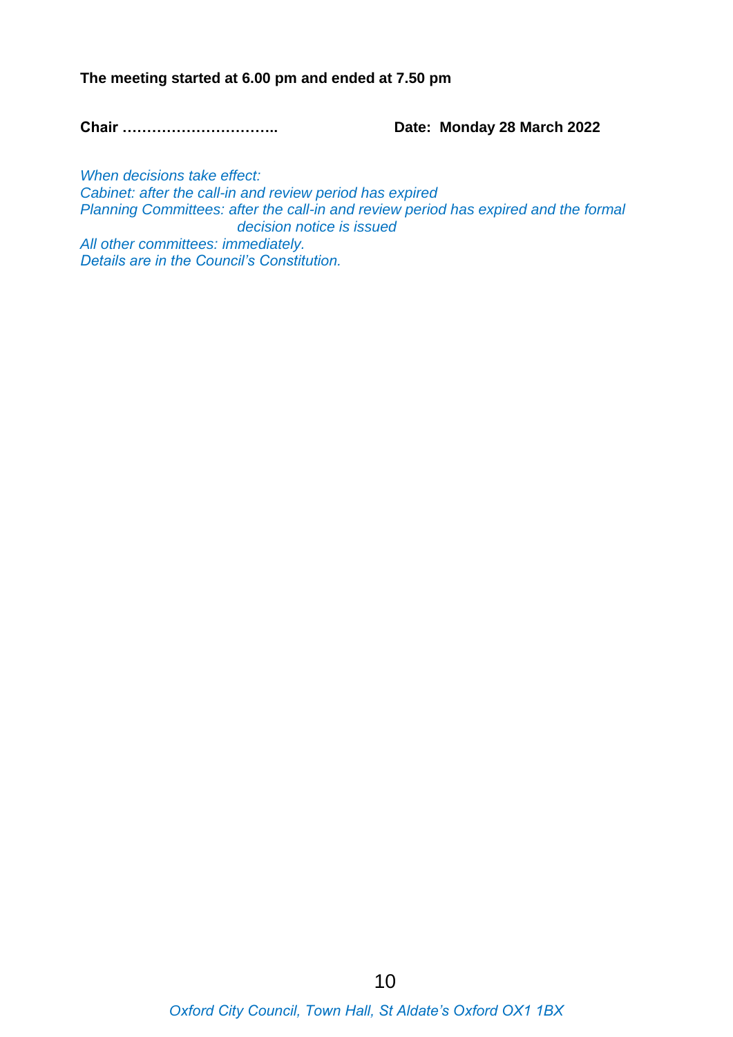**The meeting started at 6.00 pm and ended at 7.50 pm**

**Chair …………………………..** **Date: Monday 28 March 2022**

*When decisions take effect:*
*Cabinet: after the call-in and review period has expired*
*Planning Committees: after the call-in and review period has expired and the formal decision notice is issued*
*All other committees: immediately.*
*Details are in the Council's Constitution.*